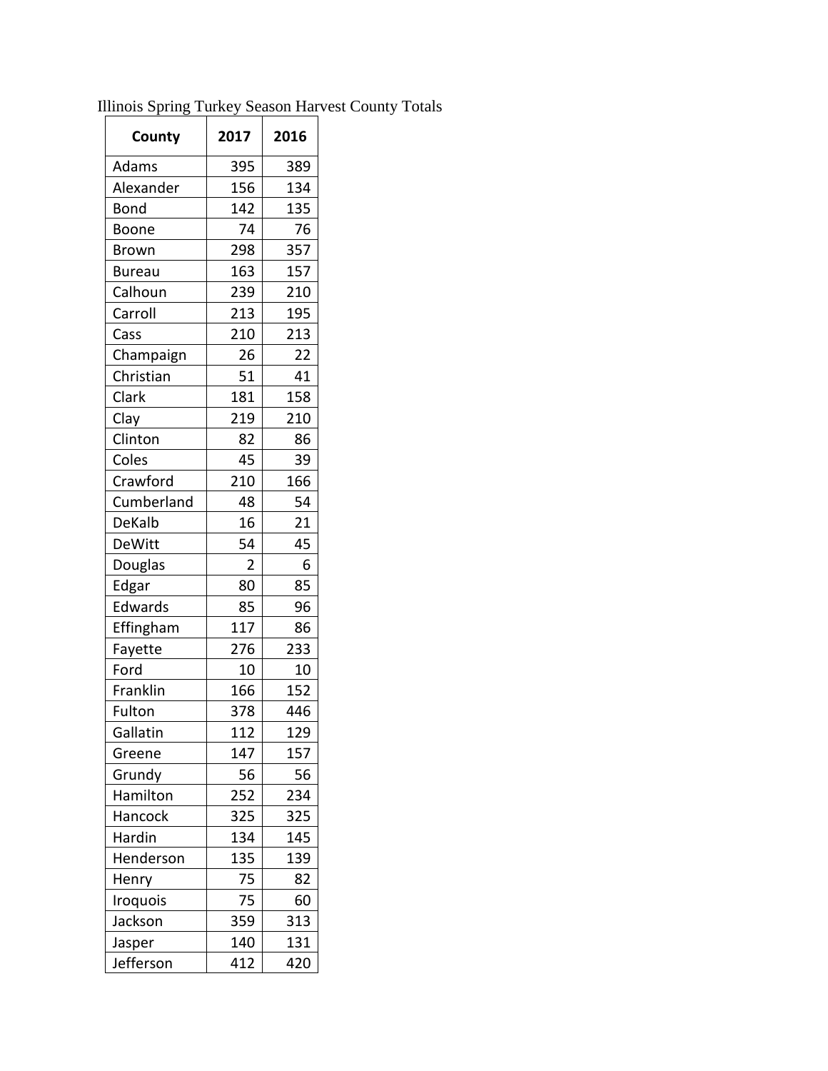Illinois Spring Turkey Season Harvest County Totals

| County | 2017 | 2016 |
|---|---|---|
| Adams | 395 | 389 |
| Alexander | 156 | 134 |
| Bond | 142 | 135 |
| Boone | 74 | 76 |
| Brown | 298 | 357 |
| Bureau | 163 | 157 |
| Calhoun | 239 | 210 |
| Carroll | 213 | 195 |
| Cass | 210 | 213 |
| Champaign | 26 | 22 |
| Christian | 51 | 41 |
| Clark | 181 | 158 |
| Clay | 219 | 210 |
| Clinton | 82 | 86 |
| Coles | 45 | 39 |
| Crawford | 210 | 166 |
| Cumberland | 48 | 54 |
| DeKalb | 16 | 21 |
| DeWitt | 54 | 45 |
| Douglas | 2 | 6 |
| Edgar | 80 | 85 |
| Edwards | 85 | 96 |
| Effingham | 117 | 86 |
| Fayette | 276 | 233 |
| Ford | 10 | 10 |
| Franklin | 166 | 152 |
| Fulton | 378 | 446 |
| Gallatin | 112 | 129 |
| Greene | 147 | 157 |
| Grundy | 56 | 56 |
| Hamilton | 252 | 234 |
| Hancock | 325 | 325 |
| Hardin | 134 | 145 |
| Henderson | 135 | 139 |
| Henry | 75 | 82 |
| Iroquois | 75 | 60 |
| Jackson | 359 | 313 |
| Jasper | 140 | 131 |
| Jefferson | 412 | 420 |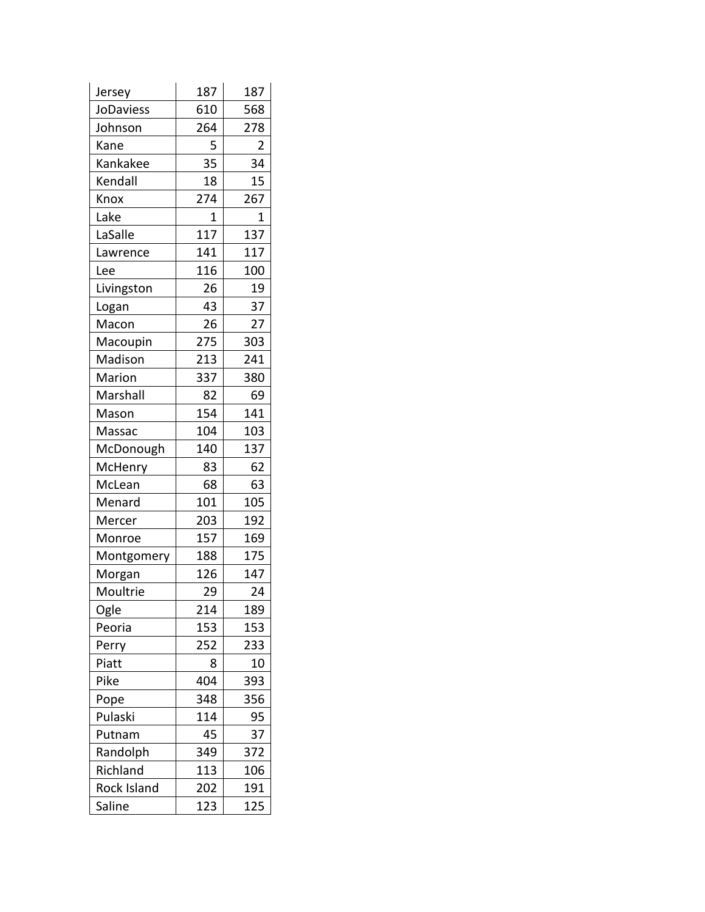| | | |
|---|---|---|
| Jersey | 187 | 187 |
| JoDaviess | 610 | 568 |
| Johnson | 264 | 278 |
| Kane | 5 | 2 |
| Kankakee | 35 | 34 |
| Kendall | 18 | 15 |
| Knox | 274 | 267 |
| Lake | 1 | 1 |
| LaSalle | 117 | 137 |
| Lawrence | 141 | 117 |
| Lee | 116 | 100 |
| Livingston | 26 | 19 |
| Logan | 43 | 37 |
| Macon | 26 | 27 |
| Macoupin | 275 | 303 |
| Madison | 213 | 241 |
| Marion | 337 | 380 |
| Marshall | 82 | 69 |
| Mason | 154 | 141 |
| Massac | 104 | 103 |
| McDonough | 140 | 137 |
| McHenry | 83 | 62 |
| McLean | 68 | 63 |
| Menard | 101 | 105 |
| Mercer | 203 | 192 |
| Monroe | 157 | 169 |
| Montgomery | 188 | 175 |
| Morgan | 126 | 147 |
| Moultrie | 29 | 24 |
| Ogle | 214 | 189 |
| Peoria | 153 | 153 |
| Perry | 252 | 233 |
| Piatt | 8 | 10 |
| Pike | 404 | 393 |
| Pope | 348 | 356 |
| Pulaski | 114 | 95 |
| Putnam | 45 | 37 |
| Randolph | 349 | 372 |
| Richland | 113 | 106 |
| Rock Island | 202 | 191 |
| Saline | 123 | 125 |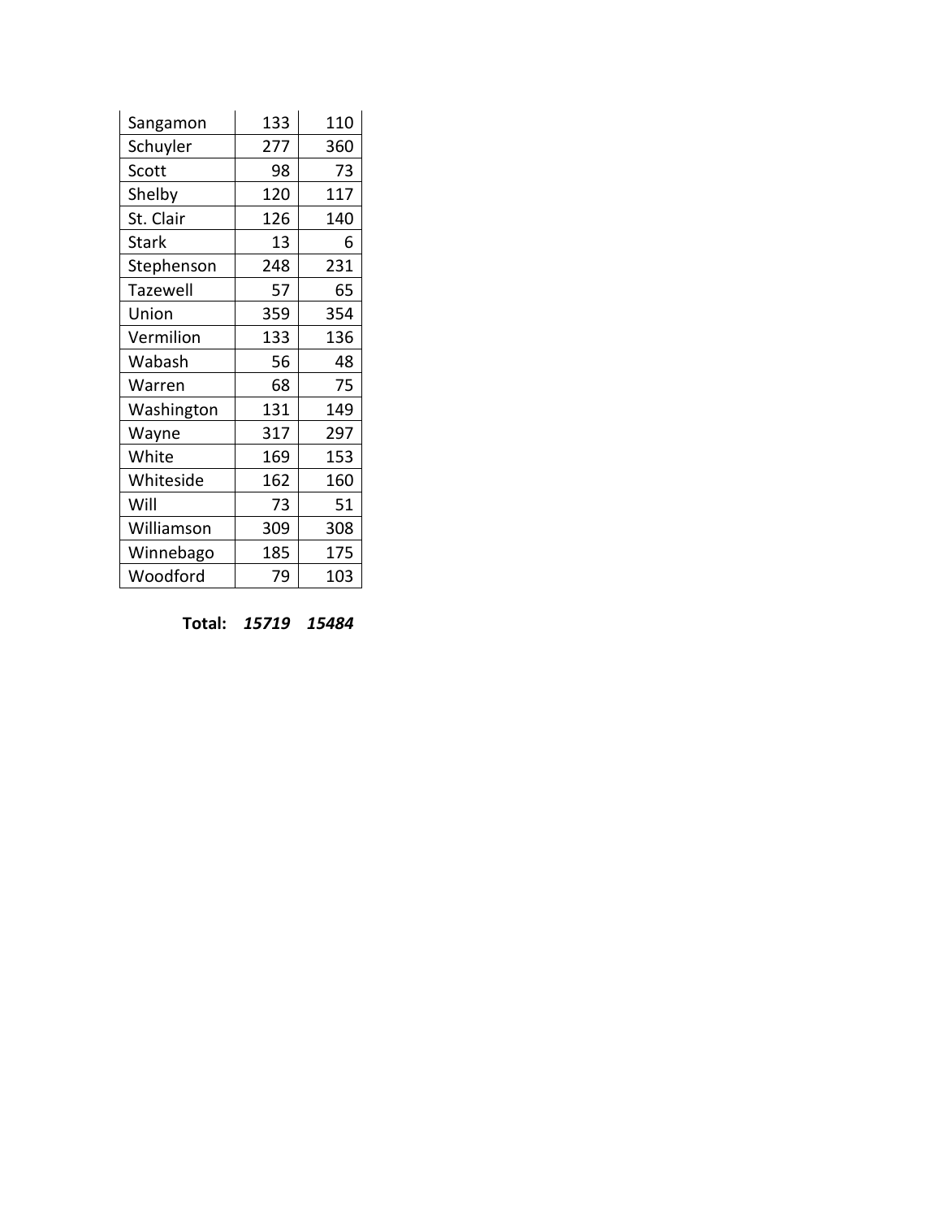| | | |
|---|---|---|
| Sangamon | 133 | 110 |
| Schuyler | 277 | 360 |
| Scott | 98 | 73 |
| Shelby | 120 | 117 |
| St. Clair | 126 | 140 |
| Stark | 13 | 6 |
| Stephenson | 248 | 231 |
| Tazewell | 57 | 65 |
| Union | 359 | 354 |
| Vermilion | 133 | 136 |
| Wabash | 56 | 48 |
| Warren | 68 | 75 |
| Washington | 131 | 149 |
| Wayne | 317 | 297 |
| White | 169 | 153 |
| Whiteside | 162 | 160 |
| Will | 73 | 51 |
| Williamson | 309 | 308 |
| Winnebago | 185 | 175 |
| Woodford | 79 | 103 |
| **Total:** | ***15719*** | ***15484*** |